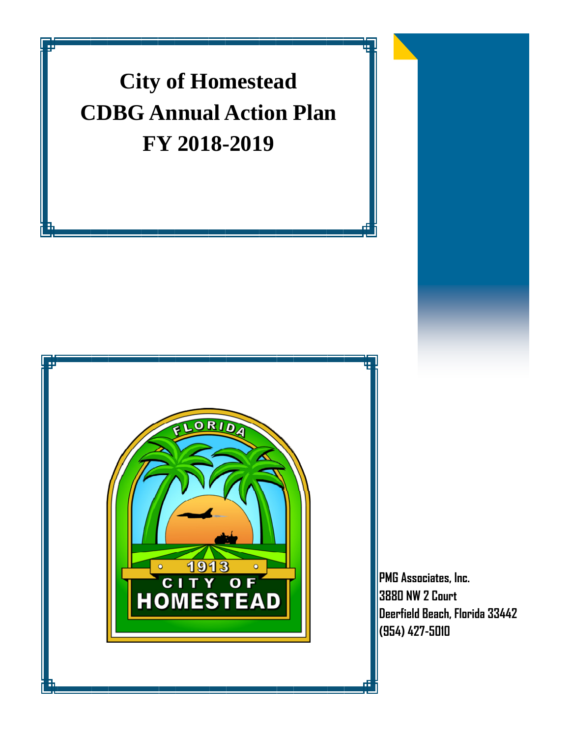# City of Homestead
# CDBG Annual Action Plan
# FY 2018-2019

**PMG Associates, Inc.**
**3880 NW 2 Court**
**Deerfield Beach, Florida 33442**
**(954) 427-5010**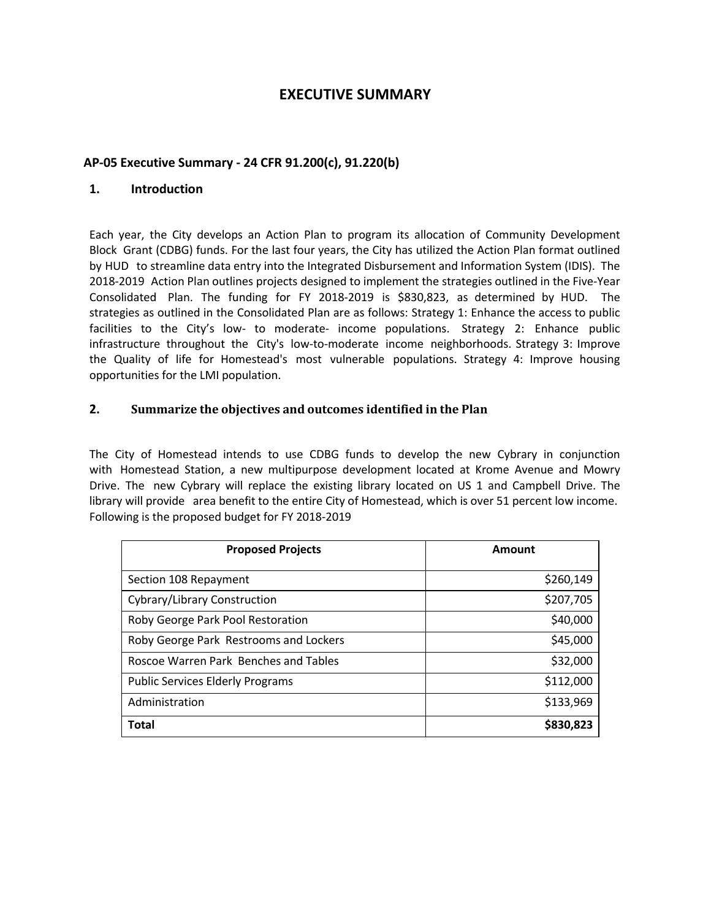# EXECUTIVE SUMMARY

## AP-05 Executive Summary - 24 CFR 91.200(c), 91.220(b)

### 1. Introduction

Each year, the City develops an Action Plan to program its allocation of Community Development Block Grant (CDBG) funds. For the last four years, the City has utilized the Action Plan format outlined by HUD to streamline data entry into the Integrated Disbursement and Information System (IDIS). The 2018-2019 Action Plan outlines projects designed to implement the strategies outlined in the Five-Year Consolidated Plan. The funding for FY 2018-2019 is $830,823, as determined by HUD. The strategies as outlined in the Consolidated Plan are as follows: Strategy 1: Enhance the access to public facilities to the City's low- to moderate- income populations. Strategy 2: Enhance public infrastructure throughout the City's low-to-moderate income neighborhoods. Strategy 3: Improve the Quality of life for Homestead's most vulnerable populations. Strategy 4: Improve housing opportunities for the LMI population.

### 2. Summarize the objectives and outcomes identified in the Plan

The City of Homestead intends to use CDBG funds to develop the new Cybrary in conjunction with Homestead Station, a new multipurpose development located at Krome Avenue and Mowry Drive. The new Cybrary will replace the existing library located on US 1 and Campbell Drive. The library will provide area benefit to the entire City of Homestead, which is over 51 percent low income. Following is the proposed budget for FY 2018-2019

| Proposed Projects | Amount |
|---|---:|
| Section 108 Repayment | $260,149 |
| Cybrary/Library Construction | $207,705 |
| Roby George Park Pool Restoration | $40,000 |
| Roby George Park Restrooms and Lockers | $45,000 |
| Roscoe Warren Park Benches and Tables | $32,000 |
| Public Services Elderly Programs | $112,000 |
| Administration | $133,969 |
| **Total** | **$830,823** |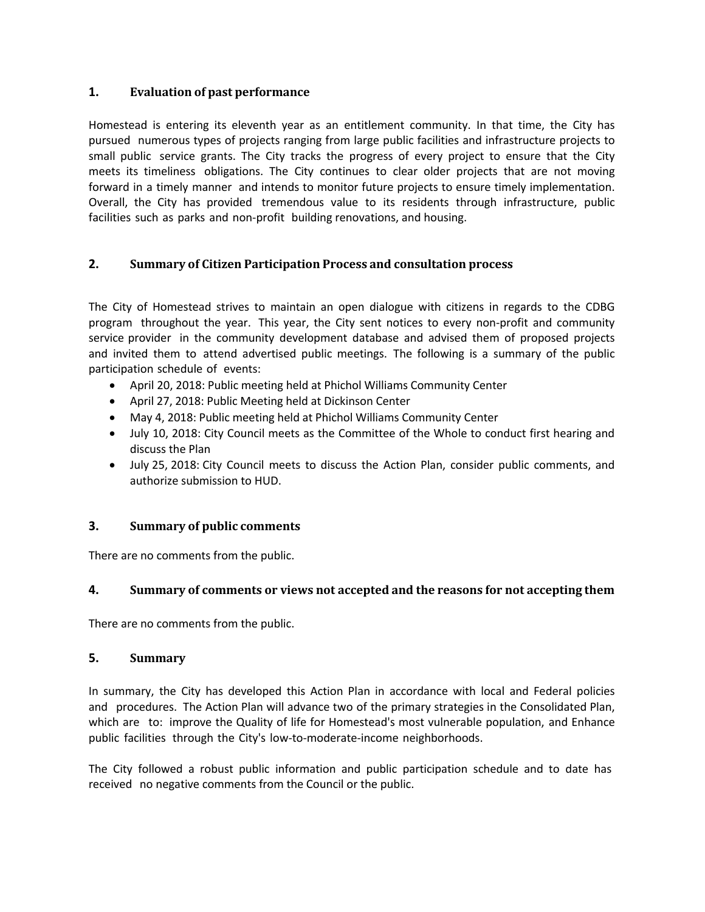### 1. Evaluation of past performance

Homestead is entering its eleventh year as an entitlement community. In that time, the City has pursued numerous types of projects ranging from large public facilities and infrastructure projects to small public service grants. The City tracks the progress of every project to ensure that the City meets its timeliness obligations. The City continues to clear older projects that are not moving forward in a timely manner and intends to monitor future projects to ensure timely implementation. Overall, the City has provided tremendous value to its residents through infrastructure, public facilities such as parks and non-profit building renovations, and housing.

### 2. Summary of Citizen Participation Process and consultation process

The City of Homestead strives to maintain an open dialogue with citizens in regards to the CDBG program throughout the year. This year, the City sent notices to every non-profit and community service provider in the community development database and advised them of proposed projects and invited them to attend advertised public meetings. The following is a summary of the public participation schedule of events:

- April 20, 2018: Public meeting held at Phichol Williams Community Center
- April 27, 2018: Public Meeting held at Dickinson Center
- May 4, 2018: Public meeting held at Phichol Williams Community Center
- July 10, 2018: City Council meets as the Committee of the Whole to conduct first hearing and discuss the Plan
- July 25, 2018: City Council meets to discuss the Action Plan, consider public comments, and authorize submission to HUD.

### 3. Summary of public comments

There are no comments from the public.

### 4. Summary of comments or views not accepted and the reasons for not accepting them

There are no comments from the public.

### 5. Summary

In summary, the City has developed this Action Plan in accordance with local and Federal policies and procedures. The Action Plan will advance two of the primary strategies in the Consolidated Plan, which are to: improve the Quality of life for Homestead's most vulnerable population, and Enhance public facilities through the City's low-to-moderate-income neighborhoods.

The City followed a robust public information and public participation schedule and to date has received no negative comments from the Council or the public.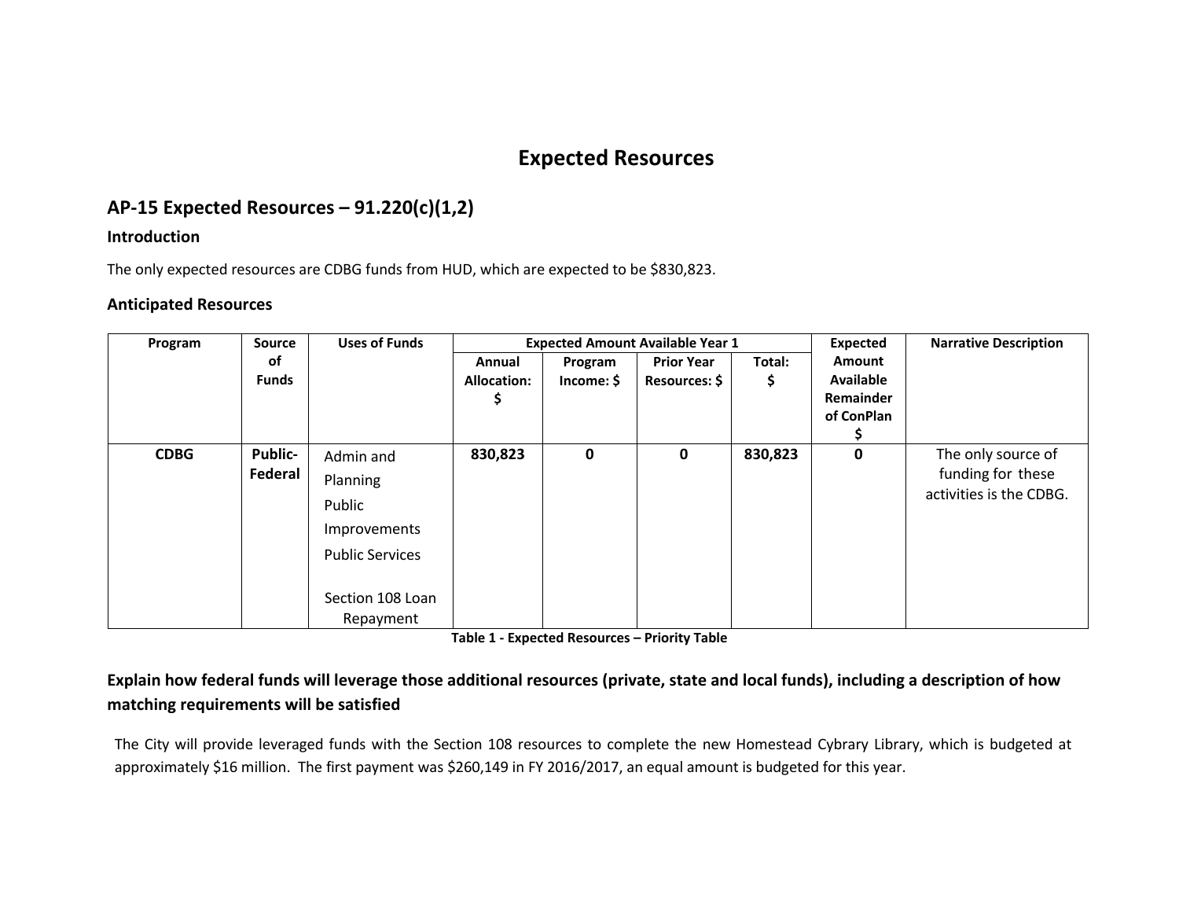# Expected Resources

## AP-15 Expected Resources – 91.220(c)(1,2)

### Introduction

The only expected resources are CDBG funds from HUD, which are expected to be $830,823.

### Anticipated Resources

| Program | Source of Funds | Uses of Funds | Expected Amount Available Year 1 | | | | Expected Amount Available Remainder of ConPlan $ | Narrative Description |
|---|---|---|---|---|---|---|---|---|
| | | | Annual Allocation: $ | Program Income: $ | Prior Year Resources: $ | Total: $ | | |
| **CDBG** | **Public-Federal** | Admin and Planning<br>Public Improvements<br>Public Services<br><br>Section 108 Loan Repayment | **830,823** | **0** | **0** | **830,823** | **0** | The only source of funding for these activities is the CDBG. |

**Table 1 - Expected Resources – Priority Table**

### Explain how federal funds will leverage those additional resources (private, state and local funds), including a description of how matching requirements will be satisfied

The City will provide leveraged funds with the Section 108 resources to complete the new Homestead Cybrary Library, which is budgeted at approximately $16 million. The first payment was $260,149 in FY 2016/2017, an equal amount is budgeted for this year.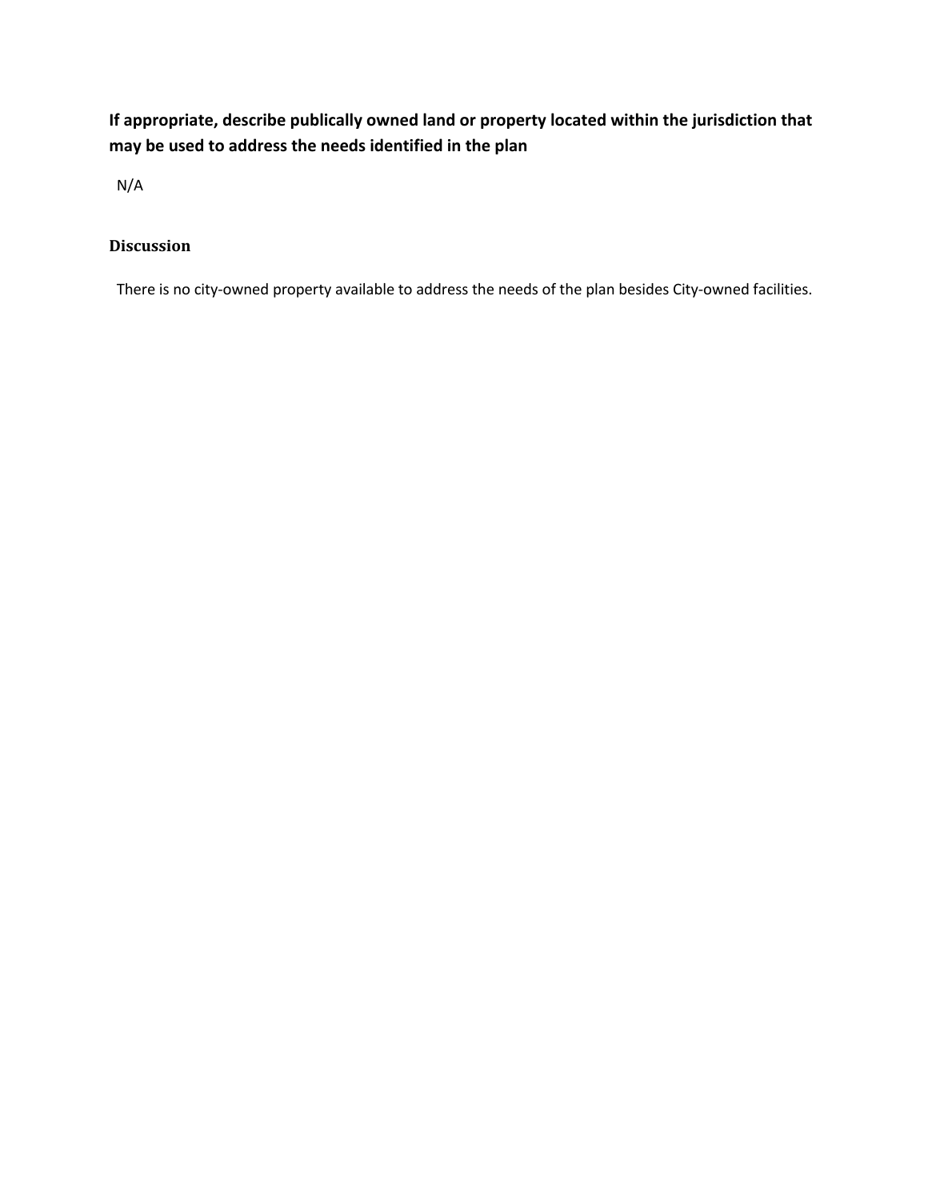**If appropriate, describe publically owned land or property located within the jurisdiction that may be used to address the needs identified in the plan**

N/A

### Discussion

There is no city-owned property available to address the needs of the plan besides City-owned facilities.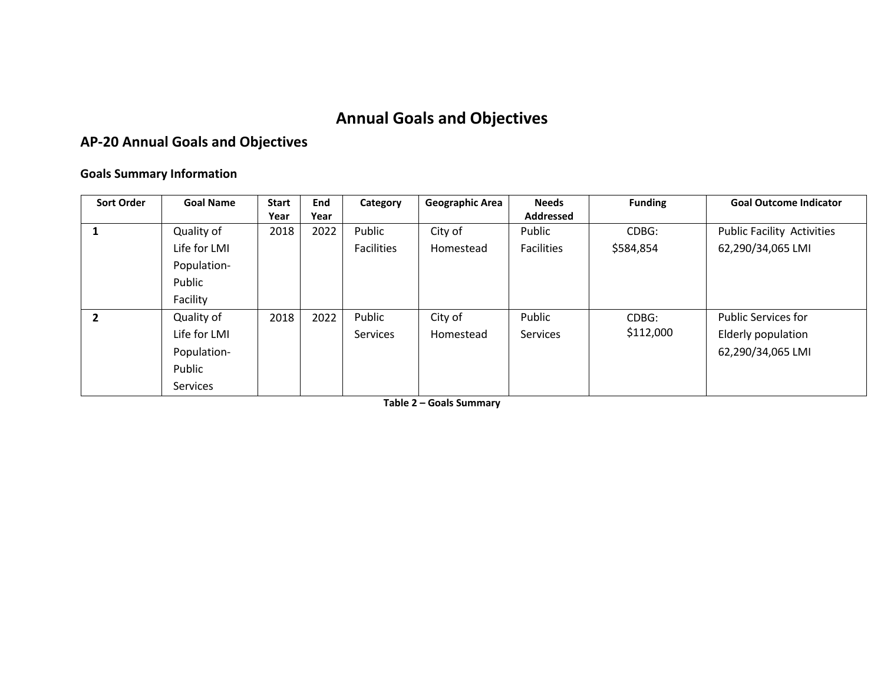# Annual Goals and Objectives

## AP-20 Annual Goals and Objectives

### Goals Summary Information

| Sort Order | Goal Name | Start Year | End Year | Category | Geographic Area | Needs Addressed | Funding | Goal Outcome Indicator |
|---|---|---|---|---|---|---|---|---|
| 1 | Quality of Life for LMI Population-Public Facility | 2018 | 2022 | Public Facilities | City of Homestead | Public Facilities | CDBG: $584,854 | Public Facility Activities 62,290/34,065 LMI |
| 2 | Quality of Life for LMI Population-Public Services | 2018 | 2022 | Public Services | City of Homestead | Public Services | CDBG: $112,000 | Public Services for Elderly population 62,290/34,065 LMI |

**Table 2 – Goals Summary**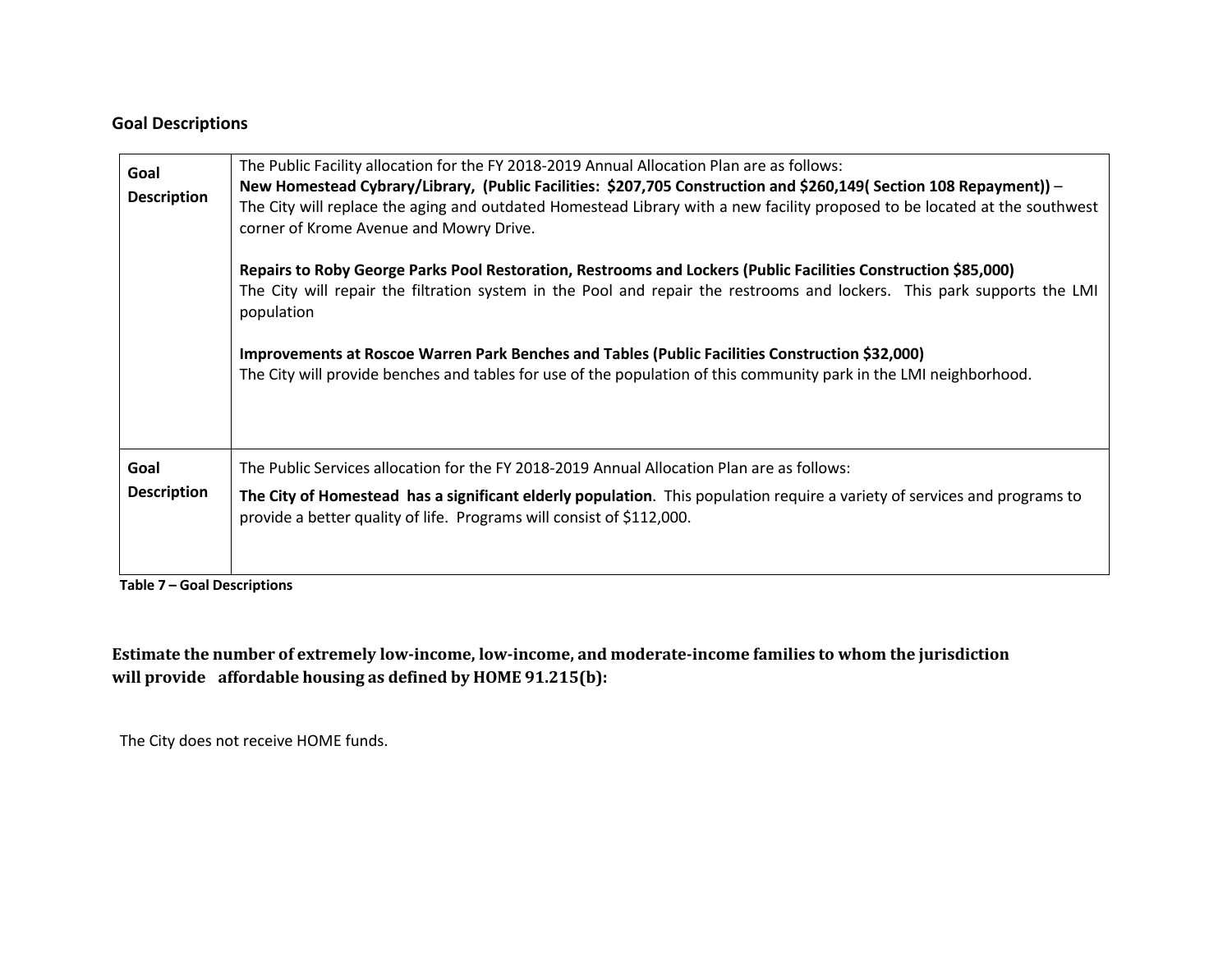## Goal Descriptions

| | |
|---|---|
| **Goal Description** | The Public Facility allocation for the FY 2018-2019 Annual Allocation Plan are as follows:<br>**New Homestead Cybrary/Library, (Public Facilities: $207,705 Construction and $260,149( Section 108 Repayment))** – The City will replace the aging and outdated Homestead Library with a new facility proposed to be located at the southwest corner of Krome Avenue and Mowry Drive.<br><br>**Repairs to Roby George Parks Pool Restoration, Restrooms and Lockers (Public Facilities Construction $85,000)**<br>The City will repair the filtration system in the Pool and repair the restrooms and lockers. This park supports the LMI population<br><br>**Improvements at Roscoe Warren Park Benches and Tables (Public Facilities Construction $32,000)**<br>The City will provide benches and tables for use of the population of this community park in the LMI neighborhood. |
| **Goal Description** | The Public Services allocation for the FY 2018-2019 Annual Allocation Plan are as follows:<br>**The City of Homestead has a significant elderly population**. This population require a variety of services and programs to provide a better quality of life. Programs will consist of $112,000. |

**Table 7 – Goal Descriptions**

**Estimate the number of extremely low-income, low-income, and moderate-income families to whom the jurisdiction will provide affordable housing as defined by HOME 91.215(b):**

The City does not receive HOME funds.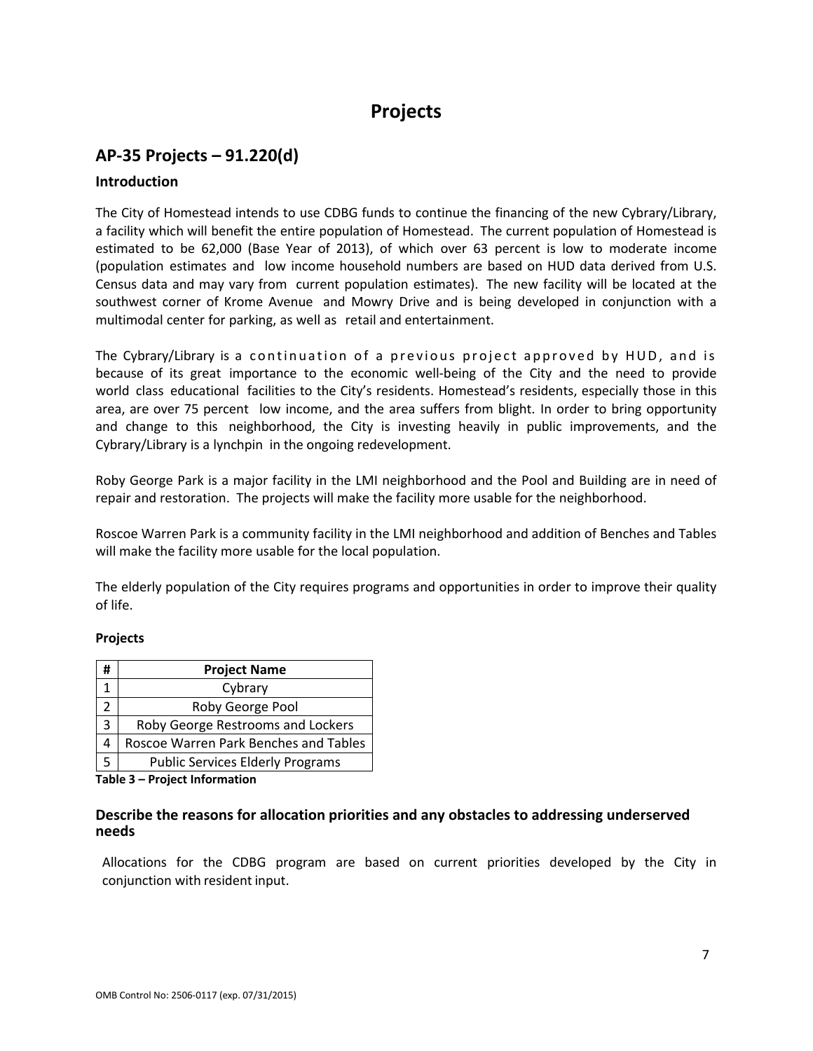# Projects

## AP-35 Projects – 91.220(d)

### Introduction

The City of Homestead intends to use CDBG funds to continue the financing of the new Cybrary/Library, a facility which will benefit the entire population of Homestead. The current population of Homestead is estimated to be 62,000 (Base Year of 2013), of which over 63 percent is low to moderate income (population estimates and low income household numbers are based on HUD data derived from U.S. Census data and may vary from current population estimates). The new facility will be located at the southwest corner of Krome Avenue and Mowry Drive and is being developed in conjunction with a multimodal center for parking, as well as retail and entertainment.

The Cybrary/Library is a continuation of a previous project approved by HUD, and is because of its great importance to the economic well-being of the City and the need to provide world class educational facilities to the City's residents. Homestead's residents, especially those in this area, are over 75 percent low income, and the area suffers from blight. In order to bring opportunity and change to this neighborhood, the City is investing heavily in public improvements, and the Cybrary/Library is a lynchpin in the ongoing redevelopment.

Roby George Park is a major facility in the LMI neighborhood and the Pool and Building are in need of repair and restoration. The projects will make the facility more usable for the neighborhood.

Roscoe Warren Park is a community facility in the LMI neighborhood and addition of Benches and Tables will make the facility more usable for the local population.

The elderly population of the City requires programs and opportunities in order to improve their quality of life.

**Projects**

| # | Project Name |
|---|---|
| 1 | Cybrary |
| 2 | Roby George Pool |
| 3 | Roby George Restrooms and Lockers |
| 4 | Roscoe Warren Park Benches and Tables |
| 5 | Public Services Elderly Programs |

**Table 3 – Project Information**

### Describe the reasons for allocation priorities and any obstacles to addressing underserved needs

Allocations for the CDBG program are based on current priorities developed by the City in conjunction with resident input.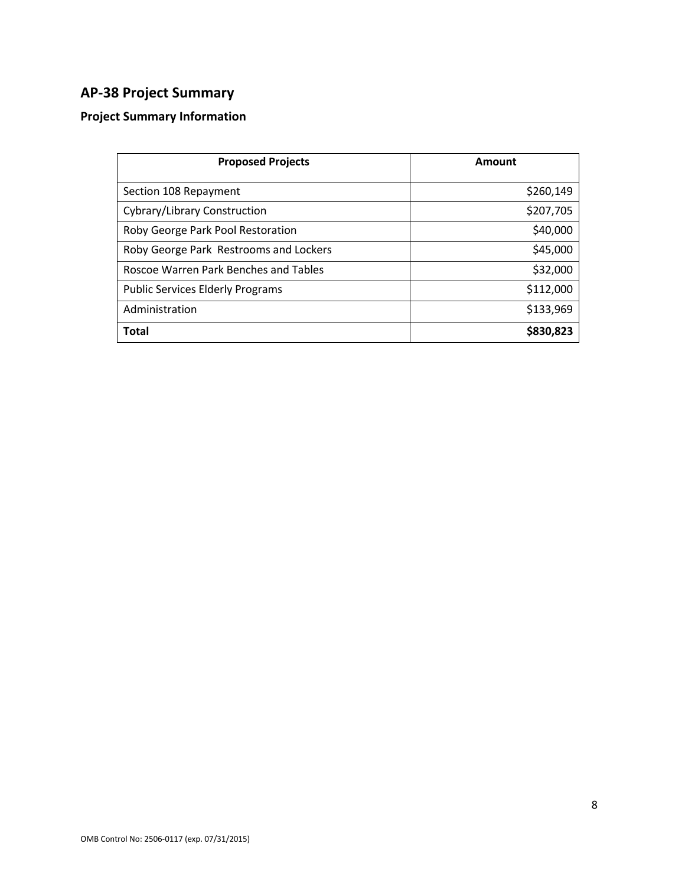## AP-38 Project Summary

### Project Summary Information

| Proposed Projects | Amount |
| --- | --- |
| Section 108 Repayment | $260,149 |
| Cybrary/Library Construction | $207,705 |
| Roby George Park Pool Restoration | $40,000 |
| Roby George Park Restrooms and Lockers | $45,000 |
| Roscoe Warren Park Benches and Tables | $32,000 |
| Public Services Elderly Programs | $112,000 |
| Administration | $133,969 |
| **Total** | **$830,823** |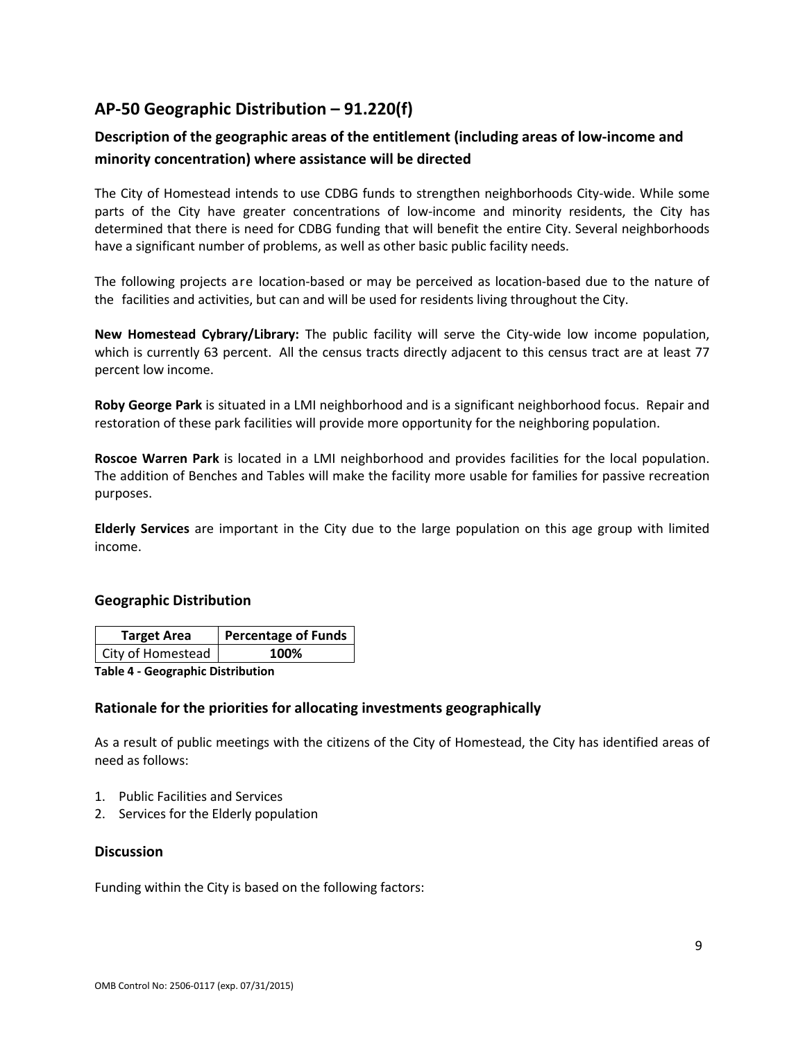## AP-50 Geographic Distribution – 91.220(f)

### Description of the geographic areas of the entitlement (including areas of low-income and minority concentration) where assistance will be directed

The City of Homestead intends to use CDBG funds to strengthen neighborhoods City-wide. While some parts of the City have greater concentrations of low-income and minority residents, the City has determined that there is need for CDBG funding that will benefit the entire City. Several neighborhoods have a significant number of problems, as well as other basic public facility needs.

The following projects are location-based or may be perceived as location-based due to the nature of the facilities and activities, but can and will be used for residents living throughout the City.

**New Homestead Cybrary/Library:** The public facility will serve the City-wide low income population, which is currently 63 percent. All the census tracts directly adjacent to this census tract are at least 77 percent low income.

**Roby George Park** is situated in a LMI neighborhood and is a significant neighborhood focus. Repair and restoration of these park facilities will provide more opportunity for the neighboring population.

**Roscoe Warren Park** is located in a LMI neighborhood and provides facilities for the local population. The addition of Benches and Tables will make the facility more usable for families for passive recreation purposes.

**Elderly Services** are important in the City due to the large population on this age group with limited income.

### Geographic Distribution

| Target Area | Percentage of Funds |
|---|---|
| City of Homestead | **100%** |

**Table 4 - Geographic Distribution**

### Rationale for the priorities for allocating investments geographically

As a result of public meetings with the citizens of the City of Homestead, the City has identified areas of need as follows:

1. Public Facilities and Services
2. Services for the Elderly population

### Discussion

Funding within the City is based on the following factors: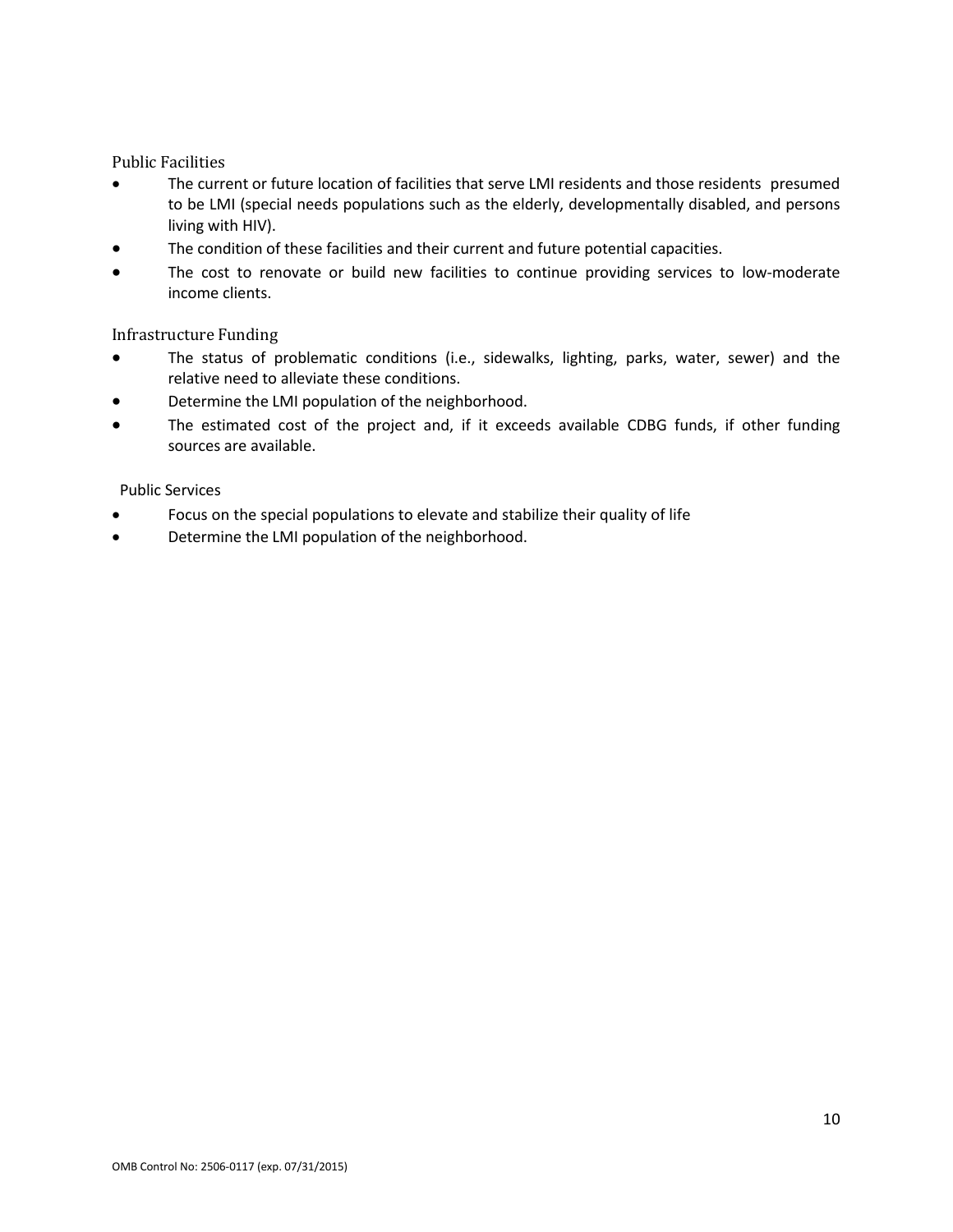### Public Facilities

- The current or future location of facilities that serve LMI residents and those residents presumed to be LMI (special needs populations such as the elderly, developmentally disabled, and persons living with HIV).
- The condition of these facilities and their current and future potential capacities.
- The cost to renovate or build new facilities to continue providing services to low-moderate income clients.

### Infrastructure Funding

- The status of problematic conditions (i.e., sidewalks, lighting, parks, water, sewer) and the relative need to alleviate these conditions.
- Determine the LMI population of the neighborhood.
- The estimated cost of the project and, if it exceeds available CDBG funds, if other funding sources are available.

### Public Services

- Focus on the special populations to elevate and stabilize their quality of life
- Determine the LMI population of the neighborhood.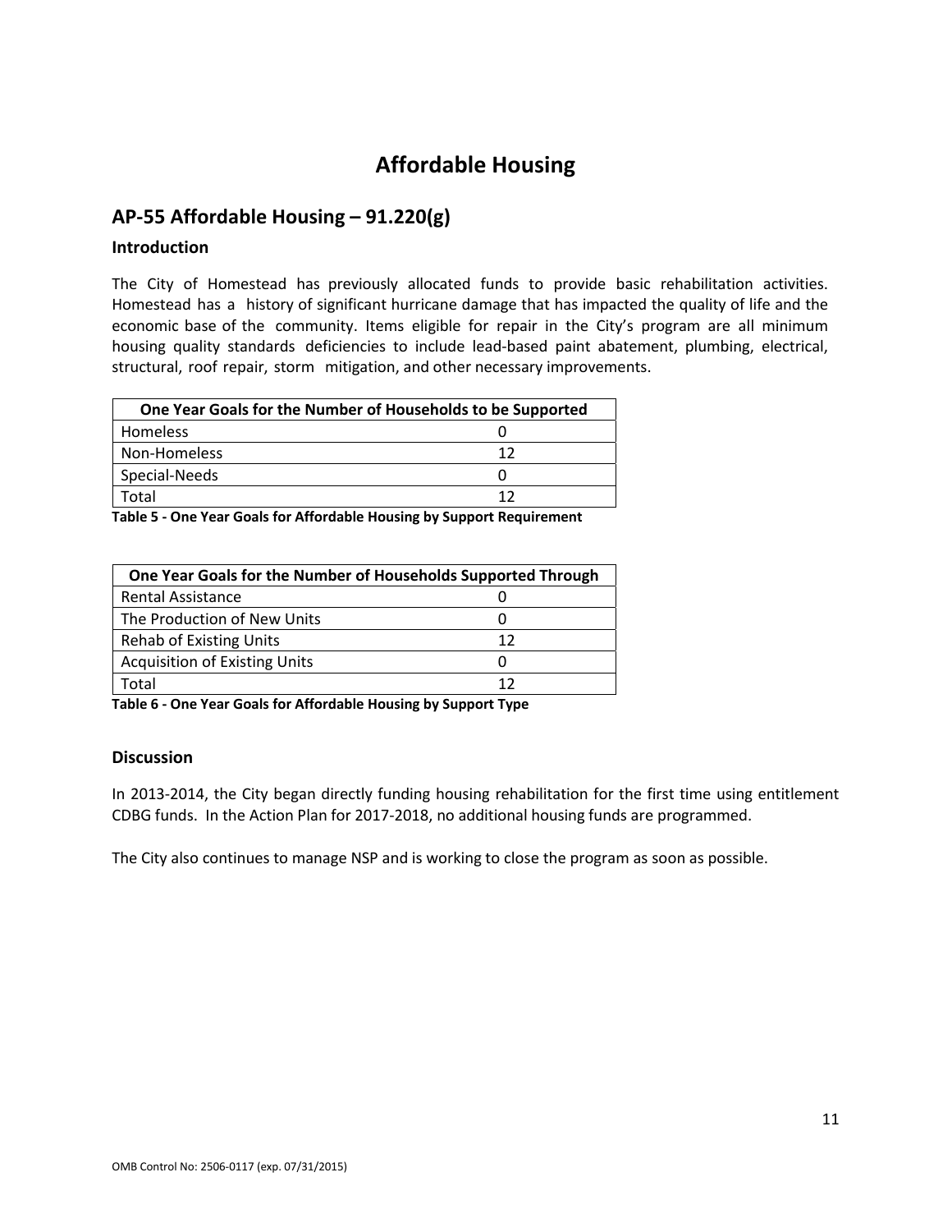# Affordable Housing

## AP-55 Affordable Housing – 91.220(g)

### Introduction

The City of Homestead has previously allocated funds to provide basic rehabilitation activities. Homestead has a history of significant hurricane damage that has impacted the quality of life and the economic base of the community. Items eligible for repair in the City's program are all minimum housing quality standards deficiencies to include lead-based paint abatement, plumbing, electrical, structural, roof repair, storm mitigation, and other necessary improvements.

| One Year Goals for the Number of Households to be Supported | |
|---|---|
| Homeless | 0 |
| Non-Homeless | 12 |
| Special-Needs | 0 |
| Total | 12 |

**Table 5 - One Year Goals for Affordable Housing by Support Requirement**

| One Year Goals for the Number of Households Supported Through | |
|---|---|
| Rental Assistance | 0 |
| The Production of New Units | 0 |
| Rehab of Existing Units | 12 |
| Acquisition of Existing Units | 0 |
| Total | 12 |

**Table 6 - One Year Goals for Affordable Housing by Support Type**

### Discussion

In 2013-2014, the City began directly funding housing rehabilitation for the first time using entitlement CDBG funds. In the Action Plan for 2017-2018, no additional housing funds are programmed.

The City also continues to manage NSP and is working to close the program as soon as possible.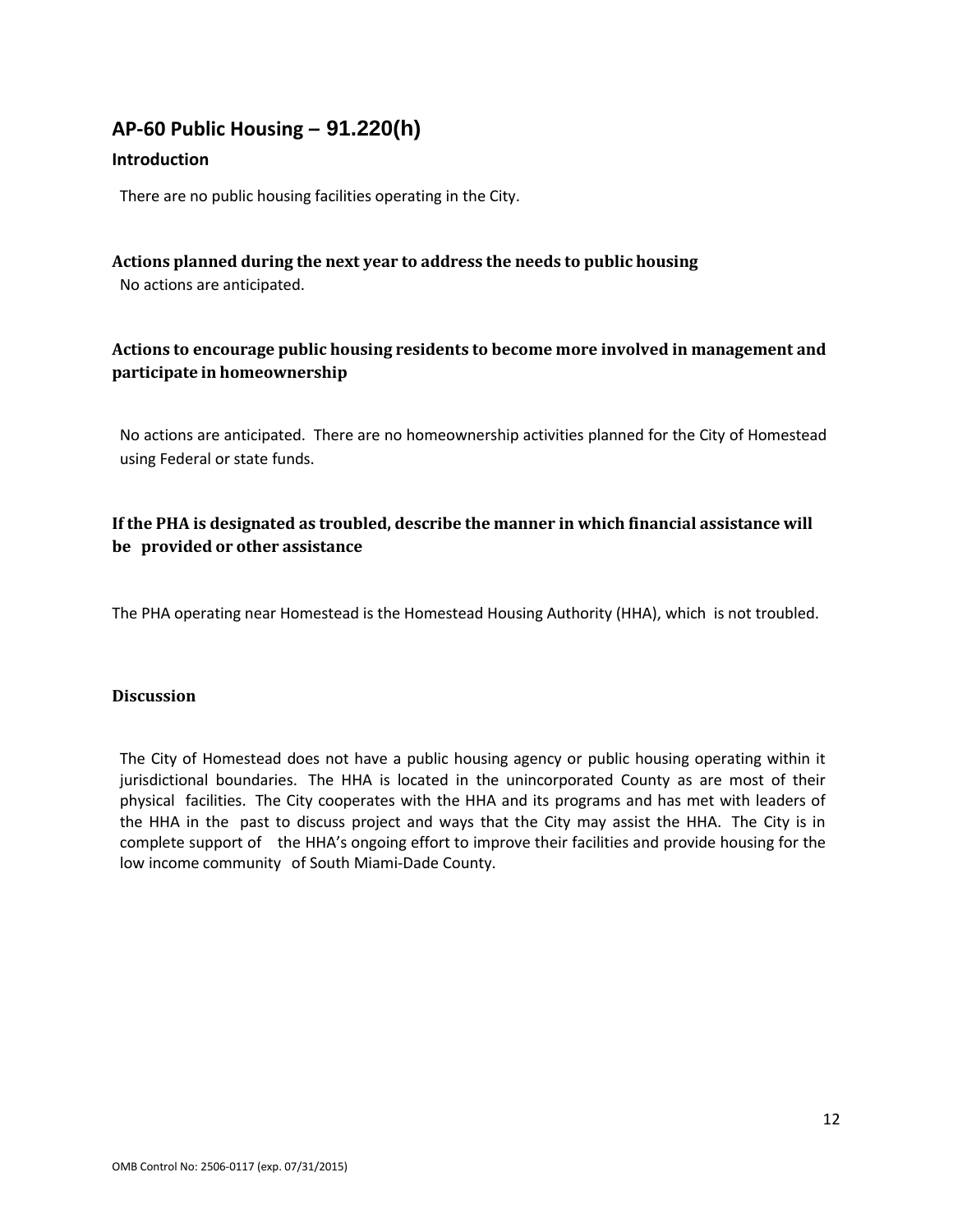## AP-60 Public Housing – 91.220(h)

### Introduction

There are no public housing facilities operating in the City.

### Actions planned during the next year to address the needs to public housing

No actions are anticipated.

### Actions to encourage public housing residents to become more involved in management and participate in homeownership

No actions are anticipated. There are no homeownership activities planned for the City of Homestead using Federal or state funds.

### If the PHA is designated as troubled, describe the manner in which financial assistance will be provided or other assistance

The PHA operating near Homestead is the Homestead Housing Authority (HHA), which is not troubled.

### Discussion

The City of Homestead does not have a public housing agency or public housing operating within it jurisdictional boundaries. The HHA is located in the unincorporated County as are most of their physical facilities. The City cooperates with the HHA and its programs and has met with leaders of the HHA in the past to discuss project and ways that the City may assist the HHA. The City is in complete support of the HHA's ongoing effort to improve their facilities and provide housing for the low income community of South Miami-Dade County.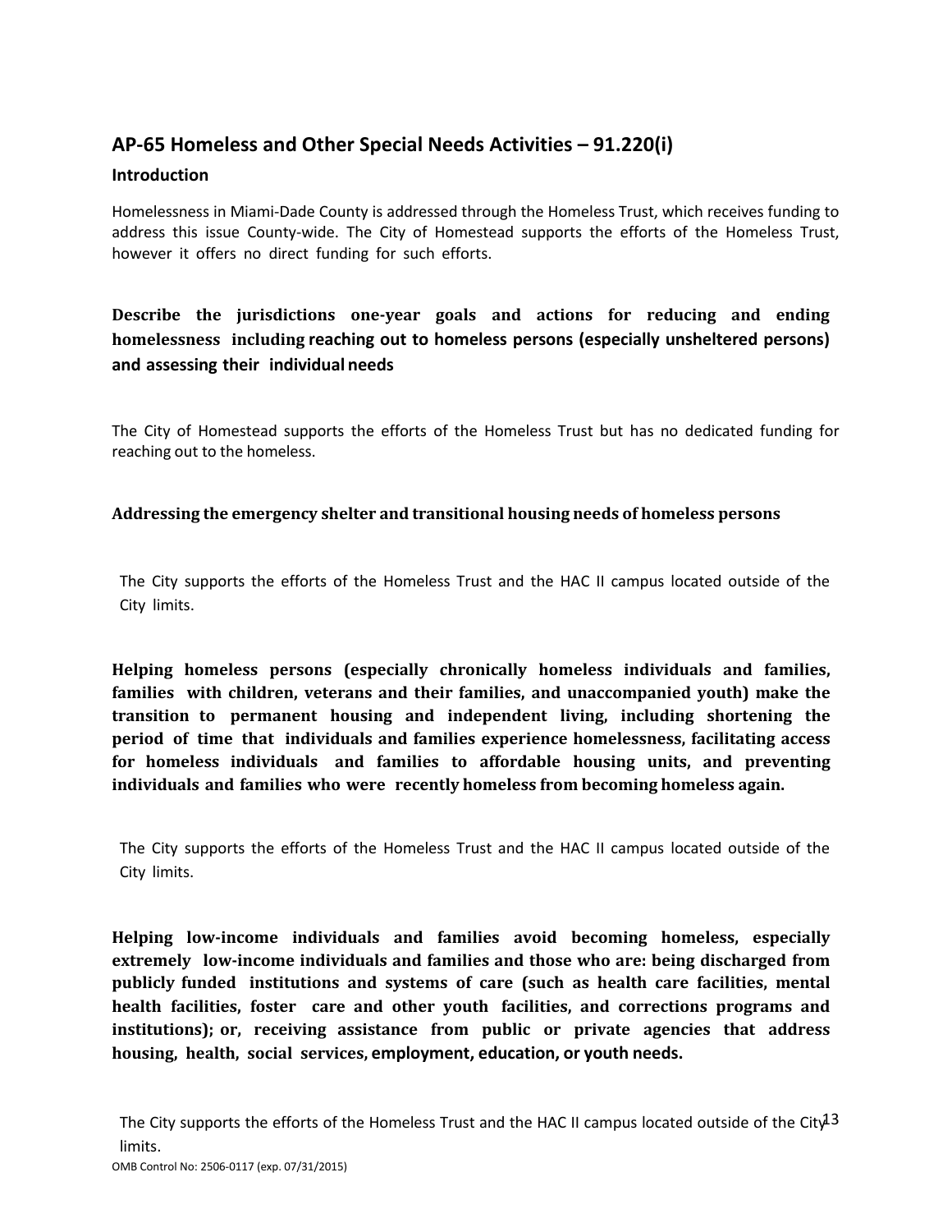## AP-65 Homeless and Other Special Needs Activities – 91.220(i)

### Introduction

Homelessness in Miami-Dade County is addressed through the Homeless Trust, which receives funding to address this issue County-wide. The City of Homestead supports the efforts of the Homeless Trust, however it offers no direct funding for such efforts.

**Describe the jurisdictions one-year goals and actions for reducing and ending homelessness including reaching out to homeless persons (especially unsheltered persons) and assessing their individual needs**

The City of Homestead supports the efforts of the Homeless Trust but has no dedicated funding for reaching out to the homeless.

**Addressing the emergency shelter and transitional housing needs of homeless persons**

The City supports the efforts of the Homeless Trust and the HAC II campus located outside of the City limits.

**Helping homeless persons (especially chronically homeless individuals and families, families with children, veterans and their families, and unaccompanied youth) make the transition to permanent housing and independent living, including shortening the period of time that individuals and families experience homelessness, facilitating access for homeless individuals and families to affordable housing units, and preventing individuals and families who were recently homeless from becoming homeless again.**

The City supports the efforts of the Homeless Trust and the HAC II campus located outside of the City limits.

**Helping low-income individuals and families avoid becoming homeless, especially extremely low-income individuals and families and those who are: being discharged from publicly funded institutions and systems of care (such as health care facilities, mental health facilities, foster care and other youth facilities, and corrections programs and institutions); or, receiving assistance from public or private agencies that address housing, health, social services, employment, education, or youth needs.**

The City supports the efforts of the Homeless Trust and the HAC II campus located outside of the City limits.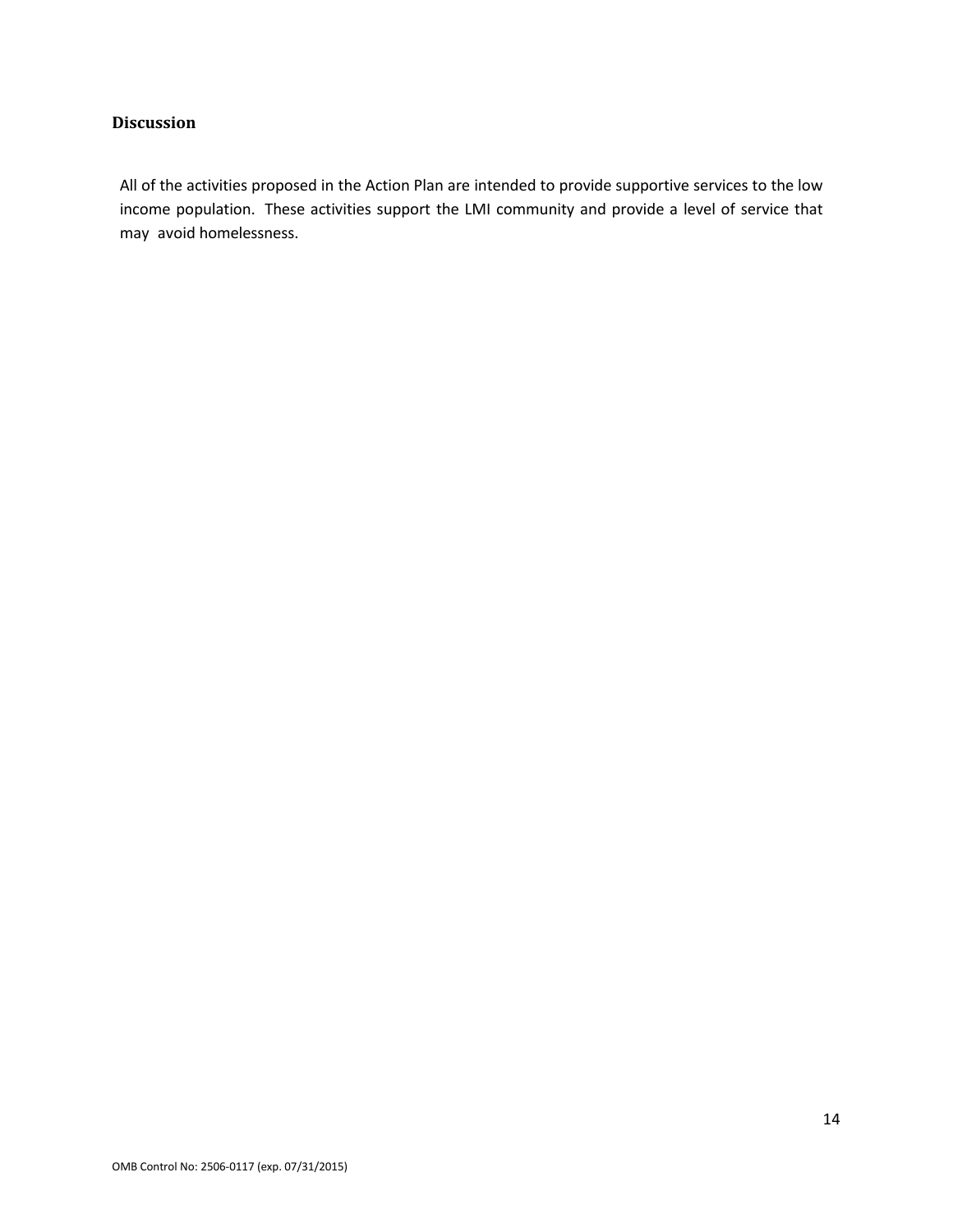## Discussion

All of the activities proposed in the Action Plan are intended to provide supportive services to the low income population. These activities support the LMI community and provide a level of service that may avoid homelessness.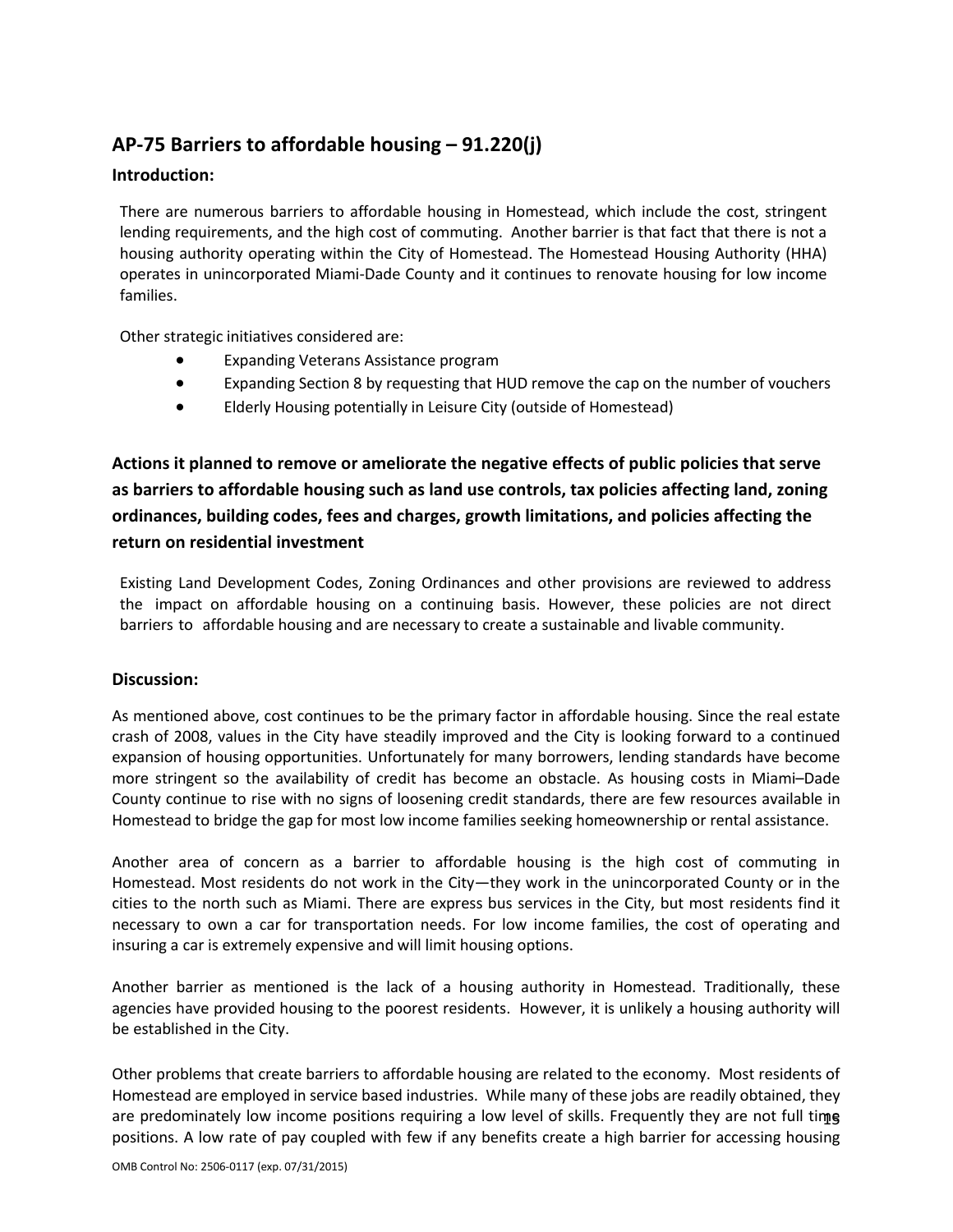## AP-75 Barriers to affordable housing – 91.220(j)

### Introduction:

There are numerous barriers to affordable housing in Homestead, which include the cost, stringent lending requirements, and the high cost of commuting. Another barrier is that fact that there is not a housing authority operating within the City of Homestead. The Homestead Housing Authority (HHA) operates in unincorporated Miami-Dade County and it continues to renovate housing for low income families.

Other strategic initiatives considered are:

- Expanding Veterans Assistance program
- Expanding Section 8 by requesting that HUD remove the cap on the number of vouchers
- Elderly Housing potentially in Leisure City (outside of Homestead)

### Actions it planned to remove or ameliorate the negative effects of public policies that serve as barriers to affordable housing such as land use controls, tax policies affecting land, zoning ordinances, building codes, fees and charges, growth limitations, and policies affecting the return on residential investment

Existing Land Development Codes, Zoning Ordinances and other provisions are reviewed to address the impact on affordable housing on a continuing basis. However, these policies are not direct barriers to affordable housing and are necessary to create a sustainable and livable community.

### Discussion:

As mentioned above, cost continues to be the primary factor in affordable housing. Since the real estate crash of 2008, values in the City have steadily improved and the City is looking forward to a continued expansion of housing opportunities. Unfortunately for many borrowers, lending standards have become more stringent so the availability of credit has become an obstacle. As housing costs in Miami–Dade County continue to rise with no signs of loosening credit standards, there are few resources available in Homestead to bridge the gap for most low income families seeking homeownership or rental assistance.

Another area of concern as a barrier to affordable housing is the high cost of commuting in Homestead. Most residents do not work in the City—they work in the unincorporated County or in the cities to the north such as Miami. There are express bus services in the City, but most residents find it necessary to own a car for transportation needs. For low income families, the cost of operating and insuring a car is extremely expensive and will limit housing options.

Another barrier as mentioned is the lack of a housing authority in Homestead. Traditionally, these agencies have provided housing to the poorest residents. However, it is unlikely a housing authority will be established in the City.

Other problems that create barriers to affordable housing are related to the economy. Most residents of Homestead are employed in service based industries. While many of these jobs are readily obtained, they are predominately low income positions requiring a low level of skills. Frequently they are not full time positions. A low rate of pay coupled with few if any benefits create a high barrier for accessing housing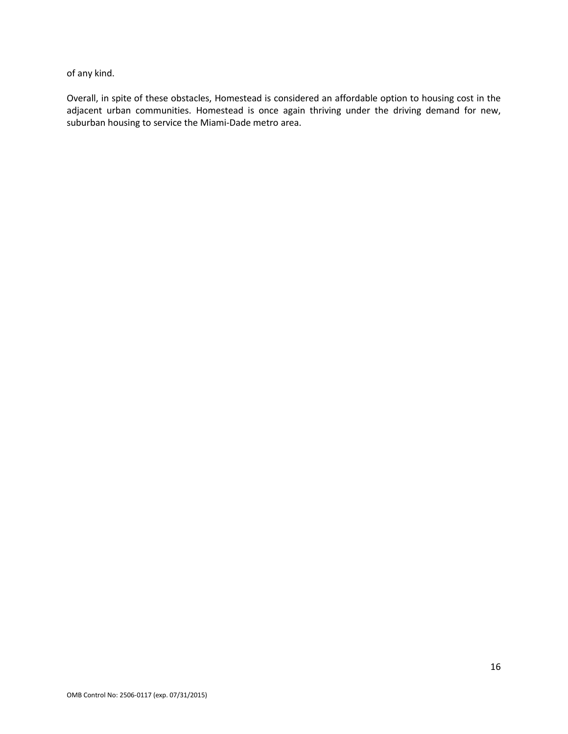of any kind.

Overall, in spite of these obstacles, Homestead is considered an affordable option to housing cost in the adjacent urban communities. Homestead is once again thriving under the driving demand for new, suburban housing to service the Miami-Dade metro area.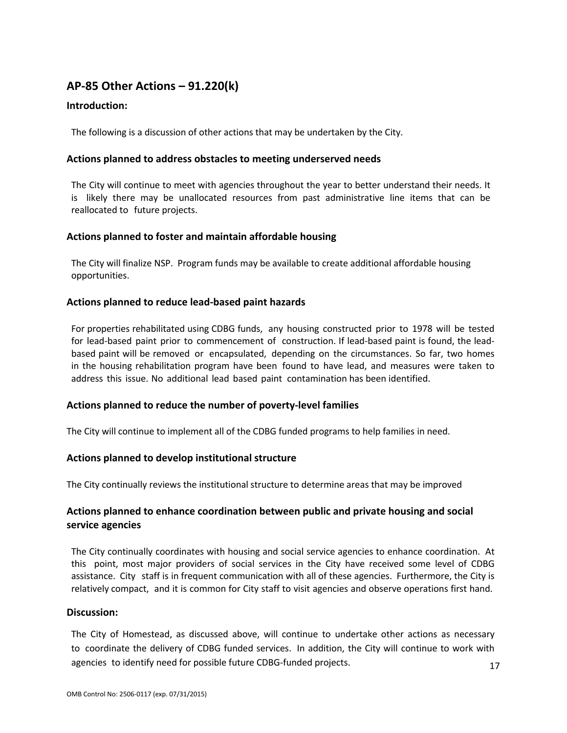## AP-85 Other Actions – 91.220(k)

### Introduction:

The following is a discussion of other actions that may be undertaken by the City.

### Actions planned to address obstacles to meeting underserved needs

The City will continue to meet with agencies throughout the year to better understand their needs. It is likely there may be unallocated resources from past administrative line items that can be reallocated to future projects.

### Actions planned to foster and maintain affordable housing

The City will finalize NSP. Program funds may be available to create additional affordable housing opportunities.

### Actions planned to reduce lead-based paint hazards

For properties rehabilitated using CDBG funds, any housing constructed prior to 1978 will be tested for lead-based paint prior to commencement of construction. If lead-based paint is found, the lead-based paint will be removed or encapsulated, depending on the circumstances. So far, two homes in the housing rehabilitation program have been found to have lead, and measures were taken to address this issue. No additional lead based paint contamination has been identified.

### Actions planned to reduce the number of poverty-level families

The City will continue to implement all of the CDBG funded programs to help families in need.

### Actions planned to develop institutional structure

The City continually reviews the institutional structure to determine areas that may be improved

### Actions planned to enhance coordination between public and private housing and social service agencies

The City continually coordinates with housing and social service agencies to enhance coordination. At this point, most major providers of social services in the City have received some level of CDBG assistance. City staff is in frequent communication with all of these agencies. Furthermore, the City is relatively compact, and it is common for City staff to visit agencies and observe operations first hand.

### Discussion:

The City of Homestead, as discussed above, will continue to undertake other actions as necessary to coordinate the delivery of CDBG funded services. In addition, the City will continue to work with agencies to identify need for possible future CDBG-funded projects.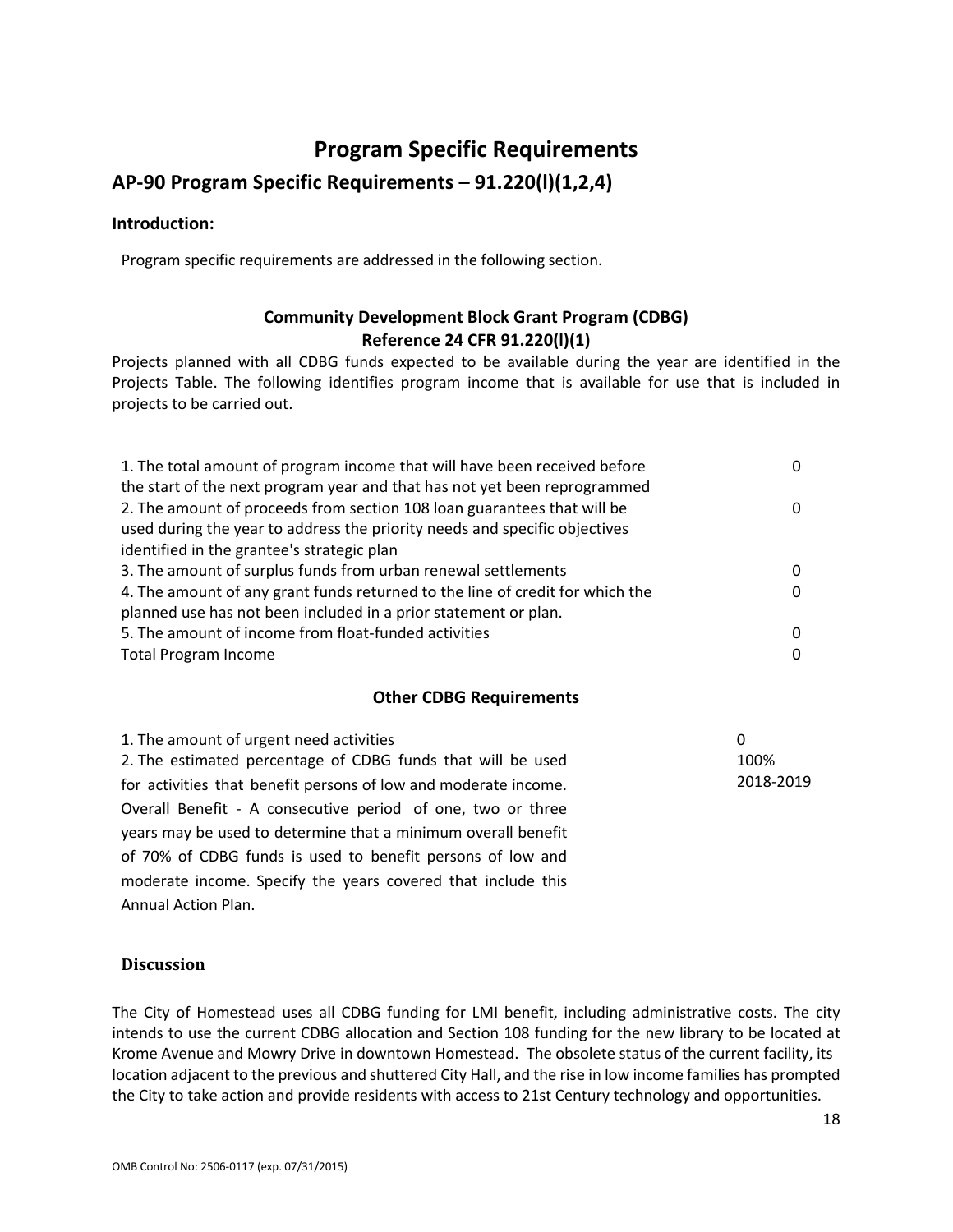# Program Specific Requirements

## AP-90 Program Specific Requirements – 91.220(l)(1,2,4)

### Introduction:

Program specific requirements are addressed in the following section.

### Community Development Block Grant Program (CDBG)
### Reference 24 CFR 91.220(l)(1)

Projects planned with all CDBG funds expected to be available during the year are identified in the Projects Table. The following identifies program income that is available for use that is included in projects to be carried out.

| | |
|---|---|
| 1. The total amount of program income that will have been received before the start of the next program year and that has not yet been reprogrammed | 0 |
| 2. The amount of proceeds from section 108 loan guarantees that will be used during the year to address the priority needs and specific objectives identified in the grantee's strategic plan | 0 |
| 3. The amount of surplus funds from urban renewal settlements | 0 |
| 4. The amount of any grant funds returned to the line of credit for which the planned use has not been included in a prior statement or plan. | 0 |
| 5. The amount of income from float-funded activities | 0 |
| Total Program Income | 0 |

### Other CDBG Requirements

| | |
|---|---|
| 1. The amount of urgent need activities | 0 |
| 2. The estimated percentage of CDBG funds that will be used for activities that benefit persons of low and moderate income. Overall Benefit - A consecutive period of one, two or three years may be used to determine that a minimum overall benefit of 70% of CDBG funds is used to benefit persons of low and moderate income. Specify the years covered that include this Annual Action Plan. | 100%<br>2018-2019 |

### Discussion

The City of Homestead uses all CDBG funding for LMI benefit, including administrative costs. The city intends to use the current CDBG allocation and Section 108 funding for the new library to be located at Krome Avenue and Mowry Drive in downtown Homestead. The obsolete status of the current facility, its location adjacent to the previous and shuttered City Hall, and the rise in low income families has prompted the City to take action and provide residents with access to 21st Century technology and opportunities.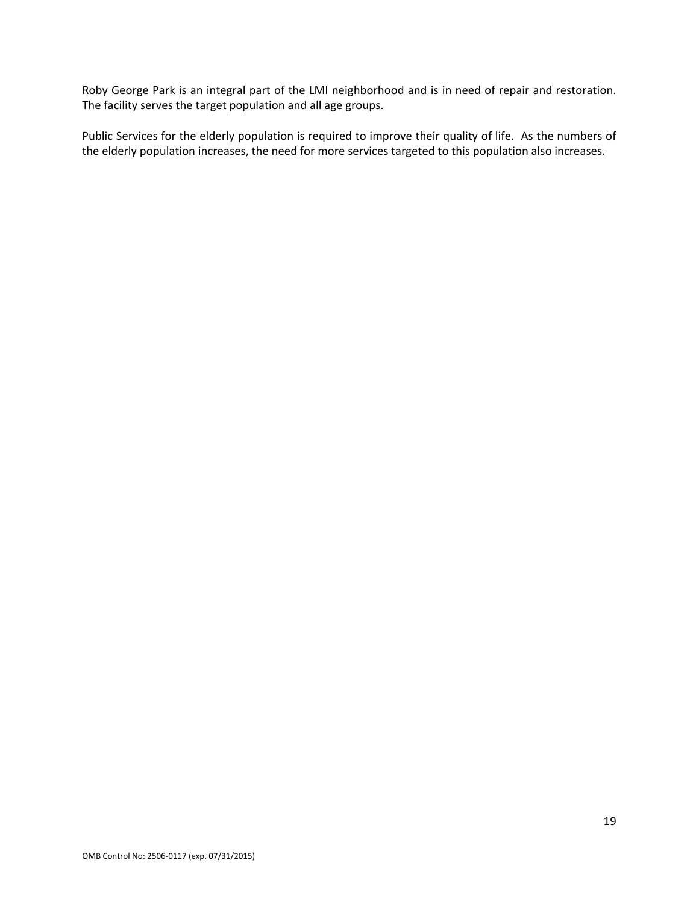Roby George Park is an integral part of the LMI neighborhood and is in need of repair and restoration. The facility serves the target population and all age groups.

Public Services for the elderly population is required to improve their quality of life. As the numbers of the elderly population increases, the need for more services targeted to this population also increases.